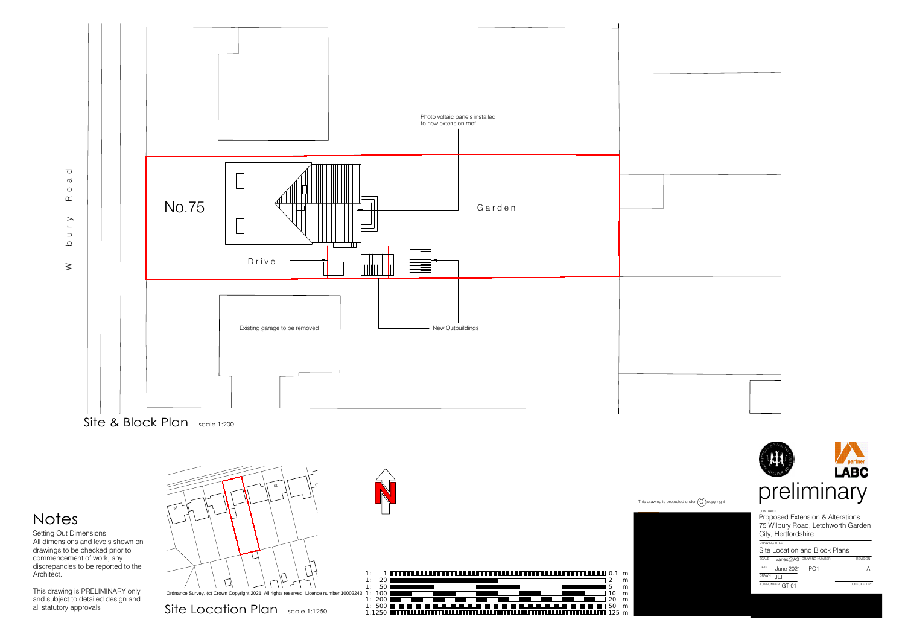Wilbury Road

No.75

Drive

Garden

Photo voltaic panels installed to new extension roof

Existing garage to be removed

New Outbuildings

Site & Block Plan - scale 1:200

69

79

Ordnance Survey, (c) Crown Copyright 2021. All rights reserved. Licence number 10002243

Site Location Plan - scale 1:1250

| Scale | Length |
|---|---|
| 1: 1 | 0.1 m |
| 1: 20 | 2 m |
| 1: 50 | 5 m |
| 1: 100 | 10 m |
| 1: 200 | 20 m |
| 1: 500 | 50 m |
| 1:1250 | 125 m |

# Notes

Setting Out Dimensions;
All dimensions and levels shown on drawings to be checked prior to commencement of work, any discrepancies to be reported to the Architect.

This drawing is PRELIMINARY only and subject to detailed design and all statutory approvals

This drawing is protected under (C) copy right

partner LABC

preliminary

CONTRACT
Proposed Extension & Alterations
75 Wilbury Road, Letchworth Garden City, Hertfordshire

DRAWING TITLE
Site Location and Block Plans

| SCALE | DRAWING NUMBER | REVISION |
|---|---|---|
| varies@A3 | | |
| DATE June 2021 | PO1 | A |
| DRAWN JEI | | |
| JOB NUMBER GT-01 | | CHECKED BY |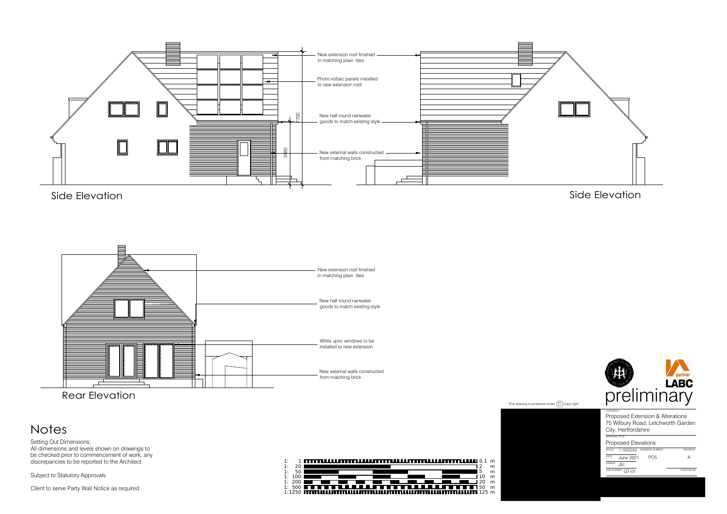## Side Elevation

New extension roof finished in matching plain tiles

Photo voltaic panels installed to new extension roof

New half round rainwater goods to match existing style

New external walls constructed from matching brick

7700

3650

## Side Elevation

## Rear Elevation

New extension roof finished in matching plain tiles

New half round rainwater goods to match existing style

White upvc windows to be installed to new extension

New external walls constructed from matching brick

# Notes

Setting Out Dimensions;
All dimensions and levels shown on drawings to be checked prior to commencement of work, any discrepancies to be reported to the Architect.

Subject to Statutory Approvals

Client to serve Party Wall Notice as required

| Scale | Length |
|---|---|
| 1: 1 | 0.1 m |
| 1: 20 | 2 m |
| 1: 50 | 5 m |
| 1: 100 | 10 m |
| 1: 200 | 20 m |
| 1: 500 | 50 m |
| 1:1250 | 125 m |

This drawing is protected under (C) copy right

partner LABC

preliminary

CONTRACT
Proposed Extension & Alterations
75 Wilbury Road, Letchworth Garden City, Hertfordshire

DRAWING TITLE
Proposed Elevations

| SCALE | DRAWING NUMBER | REVISION |
|---|---|---|
| 1:100@A3 | | |
| DATE June 2021 | PO5 | A |
| DRAWN JEI | | |
| JOB NUMBER GT-01 | | CHECKED BY |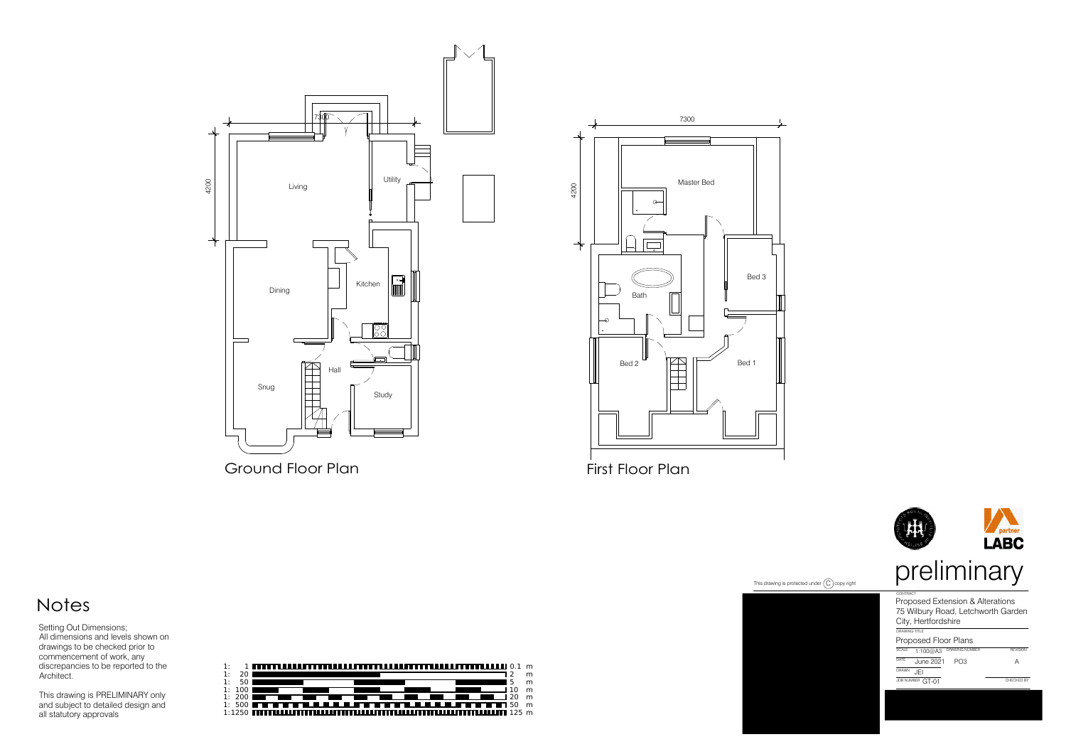7300

4200

Living

Utility

Dining

Kitchen

Hall

Snug

Study

Ground Floor Plan

7300

4200

Master Bed

Bath

Bed 3

Bed 2

Bed 1

First Floor Plan

# Notes

Setting Out Dimensions;
All dimensions and levels shown on drawings to be checked prior to commencement of work, any discrepancies to be reported to the Architect.

This drawing is PRELIMINARY only and subject to detailed design and all statutory approvals

1: 1 — 0.1 m
1: 20 — 2 m
1: 50 — 5 m
1: 100 — 10 m
1: 200 — 20 m
1: 500 — 50 m
1:1250 — 125 m

This drawing is protected under (C) copy right

partner
LABC

preliminary

CONTRACT
Proposed Extension & Alterations
75 Wilbury Road, Letchworth Garden City, Hertfordshire

DRAWING TITLE
Proposed Floor Plans

| SCALE | DRAWING NUMBER | REVISION |
|---|---|---|
| 1:100@A3 | | |
| DATE June 2021 | PO3 | A |
| DRAWN JEI | | |
| JOB NUMBER GT-01 | | CHECKED BY |